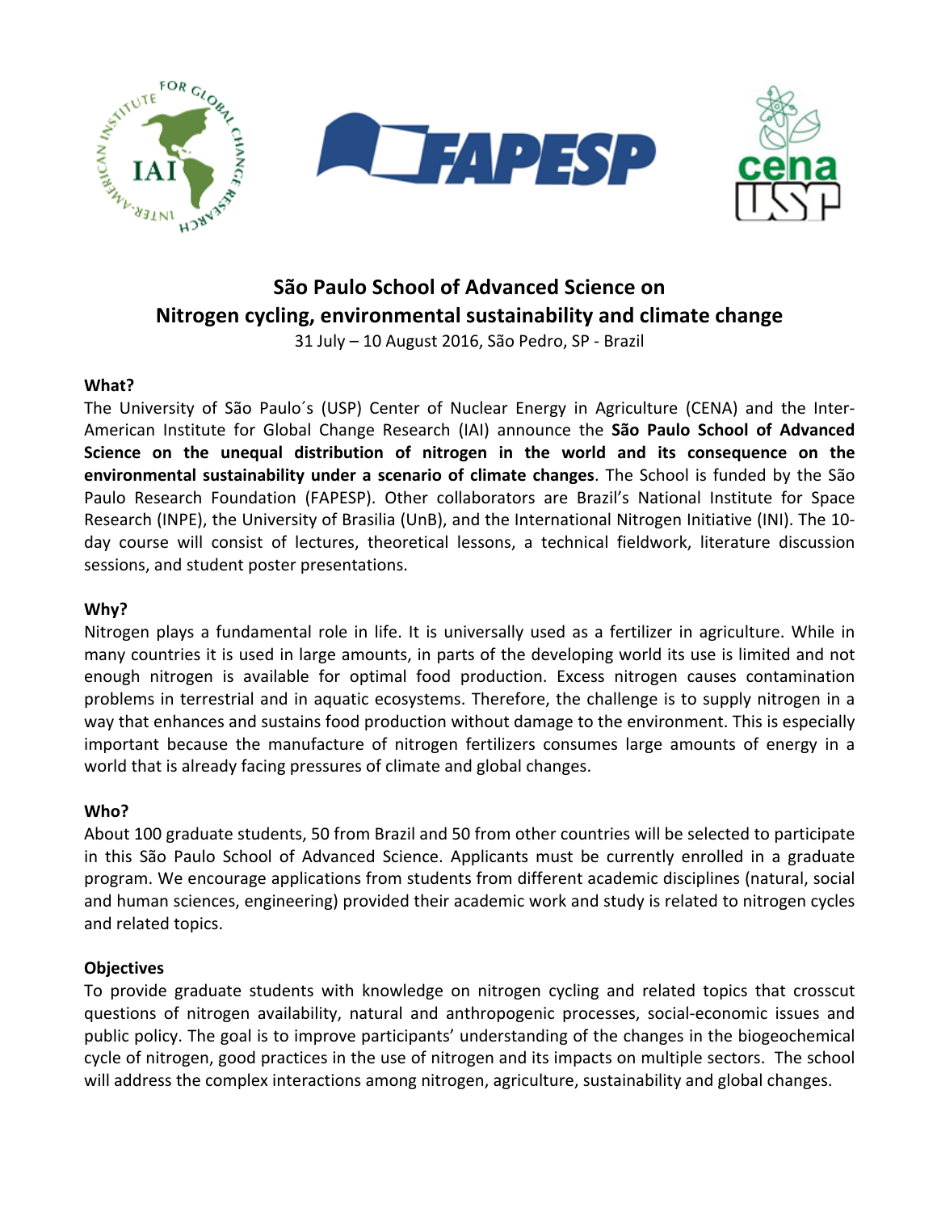# São Paulo School of Advanced Science on Nitrogen cycling, environmental sustainability and climate change

31 July – 10 August 2016, São Pedro, SP - Brazil

**What?**

The University of São Paulo´s (USP) Center of Nuclear Energy in Agriculture (CENA) and the Inter-American Institute for Global Change Research (IAI) announce the **São Paulo School of Advanced Science on the unequal distribution of nitrogen in the world and its consequence on the environmental sustainability under a scenario of climate changes**. The School is funded by the São Paulo Research Foundation (FAPESP). Other collaborators are Brazil's National Institute for Space Research (INPE), the University of Brasilia (UnB), and the International Nitrogen Initiative (INI). The 10-day course will consist of lectures, theoretical lessons, a technical fieldwork, literature discussion sessions, and student poster presentations.

**Why?**

Nitrogen plays a fundamental role in life. It is universally used as a fertilizer in agriculture. While in many countries it is used in large amounts, in parts of the developing world its use is limited and not enough nitrogen is available for optimal food production. Excess nitrogen causes contamination problems in terrestrial and in aquatic ecosystems. Therefore, the challenge is to supply nitrogen in a way that enhances and sustains food production without damage to the environment. This is especially important because the manufacture of nitrogen fertilizers consumes large amounts of energy in a world that is already facing pressures of climate and global changes.

**Who?**

About 100 graduate students, 50 from Brazil and 50 from other countries will be selected to participate in this São Paulo School of Advanced Science. Applicants must be currently enrolled in a graduate program. We encourage applications from students from different academic disciplines (natural, social and human sciences, engineering) provided their academic work and study is related to nitrogen cycles and related topics.

**Objectives**

To provide graduate students with knowledge on nitrogen cycling and related topics that crosscut questions of nitrogen availability, natural and anthropogenic processes, social-economic issues and public policy. The goal is to improve participants' understanding of the changes in the biogeochemical cycle of nitrogen, good practices in the use of nitrogen and its impacts on multiple sectors. The school will address the complex interactions among nitrogen, agriculture, sustainability and global changes.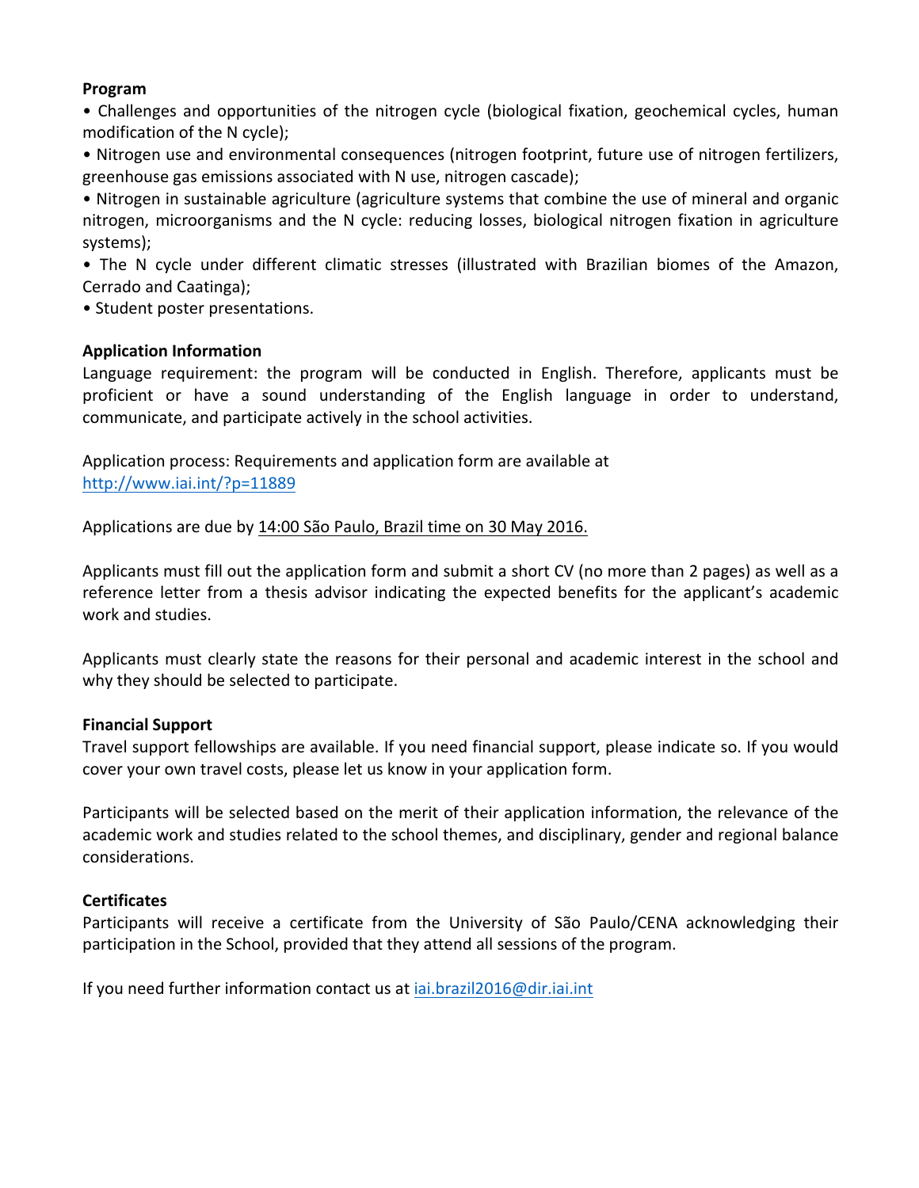**Program**

• Challenges and opportunities of the nitrogen cycle (biological fixation, geochemical cycles, human modification of the N cycle);

• Nitrogen use and environmental consequences (nitrogen footprint, future use of nitrogen fertilizers, greenhouse gas emissions associated with N use, nitrogen cascade);

• Nitrogen in sustainable agriculture (agriculture systems that combine the use of mineral and organic nitrogen, microorganisms and the N cycle: reducing losses, biological nitrogen fixation in agriculture systems);

• The N cycle under different climatic stresses (illustrated with Brazilian biomes of the Amazon, Cerrado and Caatinga);

• Student poster presentations.

**Application Information**

Language requirement: the program will be conducted in English. Therefore, applicants must be proficient or have a sound understanding of the English language in order to understand, communicate, and participate actively in the school activities.

Application process: Requirements and application form are available at http://www.iai.int/?p=11889

Applications are due by 14:00 São Paulo, Brazil time on 30 May 2016.

Applicants must fill out the application form and submit a short CV (no more than 2 pages) as well as a reference letter from a thesis advisor indicating the expected benefits for the applicant's academic work and studies.

Applicants must clearly state the reasons for their personal and academic interest in the school and why they should be selected to participate.

**Financial Support**

Travel support fellowships are available. If you need financial support, please indicate so. If you would cover your own travel costs, please let us know in your application form.

Participants will be selected based on the merit of their application information, the relevance of the academic work and studies related to the school themes, and disciplinary, gender and regional balance considerations.

**Certificates**

Participants will receive a certificate from the University of São Paulo/CENA acknowledging their participation in the School, provided that they attend all sessions of the program.

If you need further information contact us at iai.brazil2016@dir.iai.int